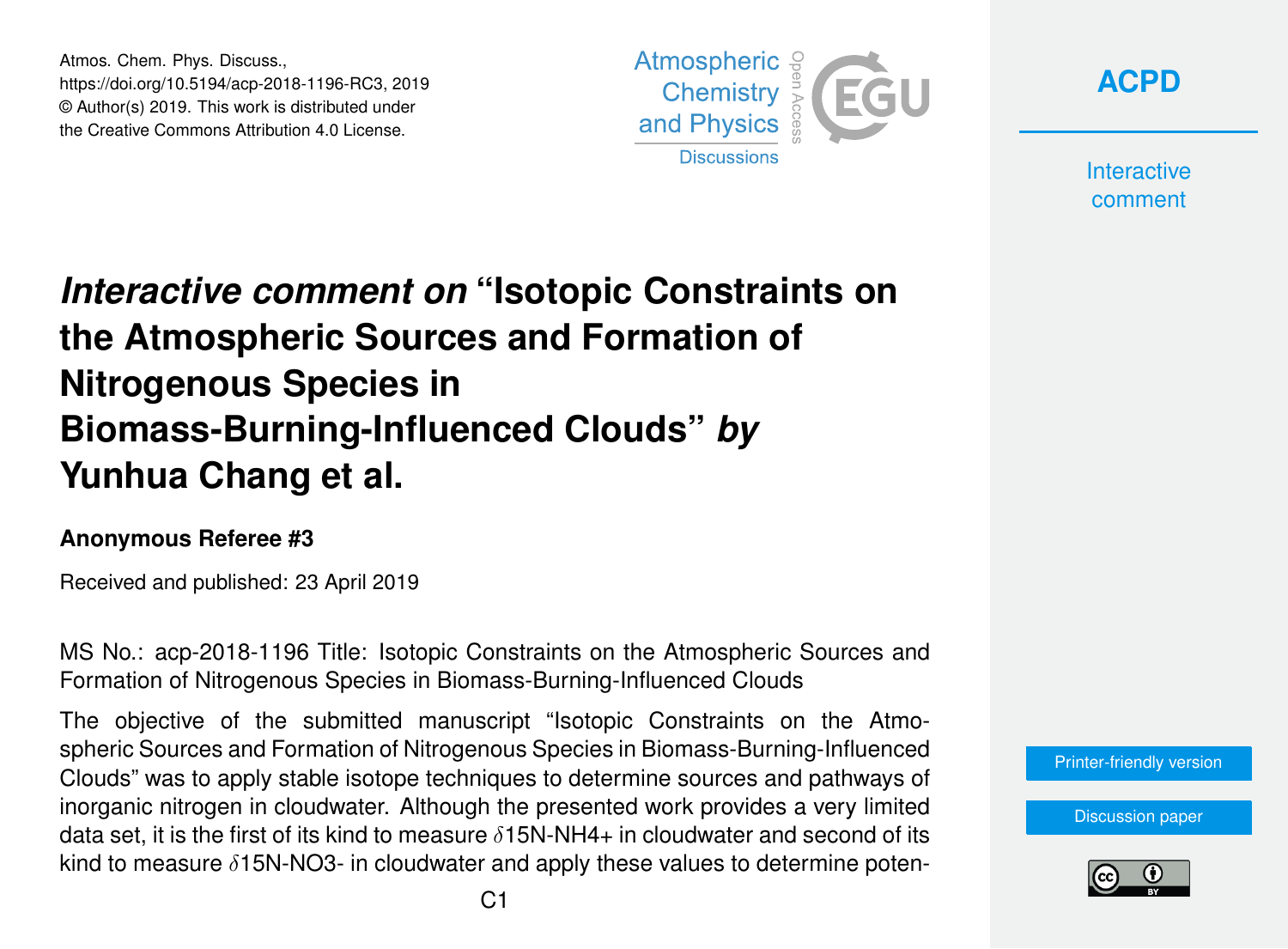Atmos. Chem. Phys. Discuss.,
https://doi.org/10.5194/acp-2018-1196-RC3, 2019
© Author(s) 2019. This work is distributed under
the Creative Commons Attribution 4.0 License.

# *Interactive comment on* "Isotopic Constraints on the Atmospheric Sources and Formation of Nitrogenous Species in Biomass-Burning-Influenced Clouds" *by* Yunhua Chang et al.

**Anonymous Referee #3**

Received and published: 23 April 2019

MS No.: acp-2018-1196 Title: Isotopic Constraints on the Atmospheric Sources and Formation of Nitrogenous Species in Biomass-Burning-Influenced Clouds

The objective of the submitted manuscript "Isotopic Constraints on the Atmospheric Sources and Formation of Nitrogenous Species in Biomass-Burning-Influenced Clouds" was to apply stable isotope techniques to determine sources and pathways of inorganic nitrogen in cloudwater. Although the presented work provides a very limited data set, it is the first of its kind to measure $\delta$15N-NH4+ in cloudwater and second of its kind to measure $\delta$15N-NO3- in cloudwater and apply these values to determine poten-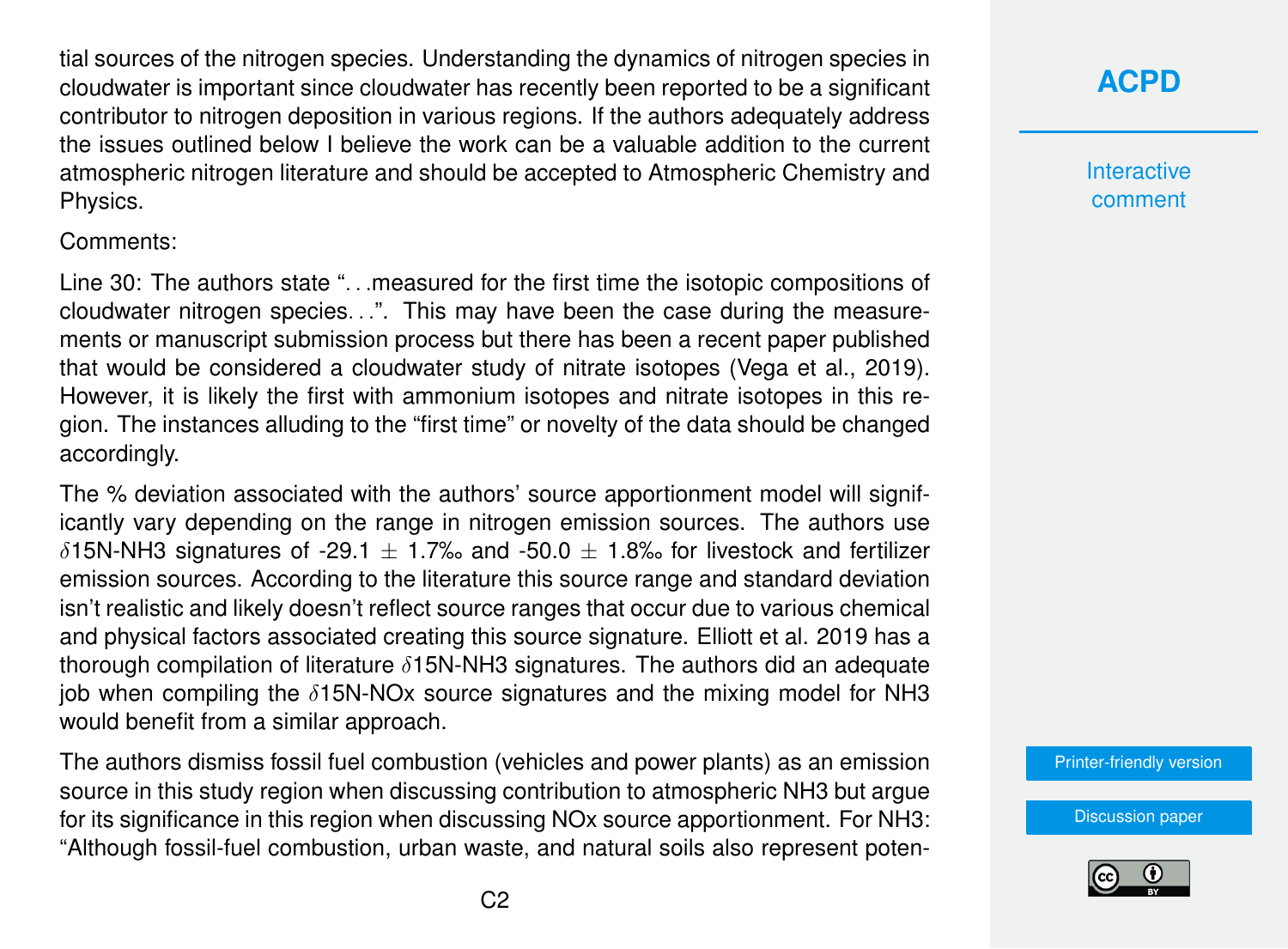tial sources of the nitrogen species. Understanding the dynamics of nitrogen species in cloudwater is important since cloudwater has recently been reported to be a significant contributor to nitrogen deposition in various regions. If the authors adequately address the issues outlined below I believe the work can be a valuable addition to the current atmospheric nitrogen literature and should be accepted to Atmospheric Chemistry and Physics.

Comments:

Line 30: The authors state "…measured for the first time the isotopic compositions of cloudwater nitrogen species…". This may have been the case during the measurements or manuscript submission process but there has been a recent paper published that would be considered a cloudwater study of nitrate isotopes (Vega et al., 2019). However, it is likely the first with ammonium isotopes and nitrate isotopes in this region. The instances alluding to the "first time" or novelty of the data should be changed accordingly.

The % deviation associated with the authors' source apportionment model will significantly vary depending on the range in nitrogen emission sources. The authors use $\delta$15N-NH3 signatures of -29.1 $\pm$ 1.7‰ and -50.0 $\pm$ 1.8‰ for livestock and fertilizer emission sources. According to the literature this source range and standard deviation isn't realistic and likely doesn't reflect source ranges that occur due to various chemical and physical factors associated creating this source signature. Elliott et al. 2019 has a thorough compilation of literature $\delta$15N-NH3 signatures. The authors did an adequate job when compiling the $\delta$15N-NOx source signatures and the mixing model for NH3 would benefit from a similar approach.

The authors dismiss fossil fuel combustion (vehicles and power plants) as an emission source in this study region when discussing contribution to atmospheric NH3 but argue for its significance in this region when discussing NOx source apportionment. For NH3: "Although fossil-fuel combustion, urban waste, and natural soils also represent poten-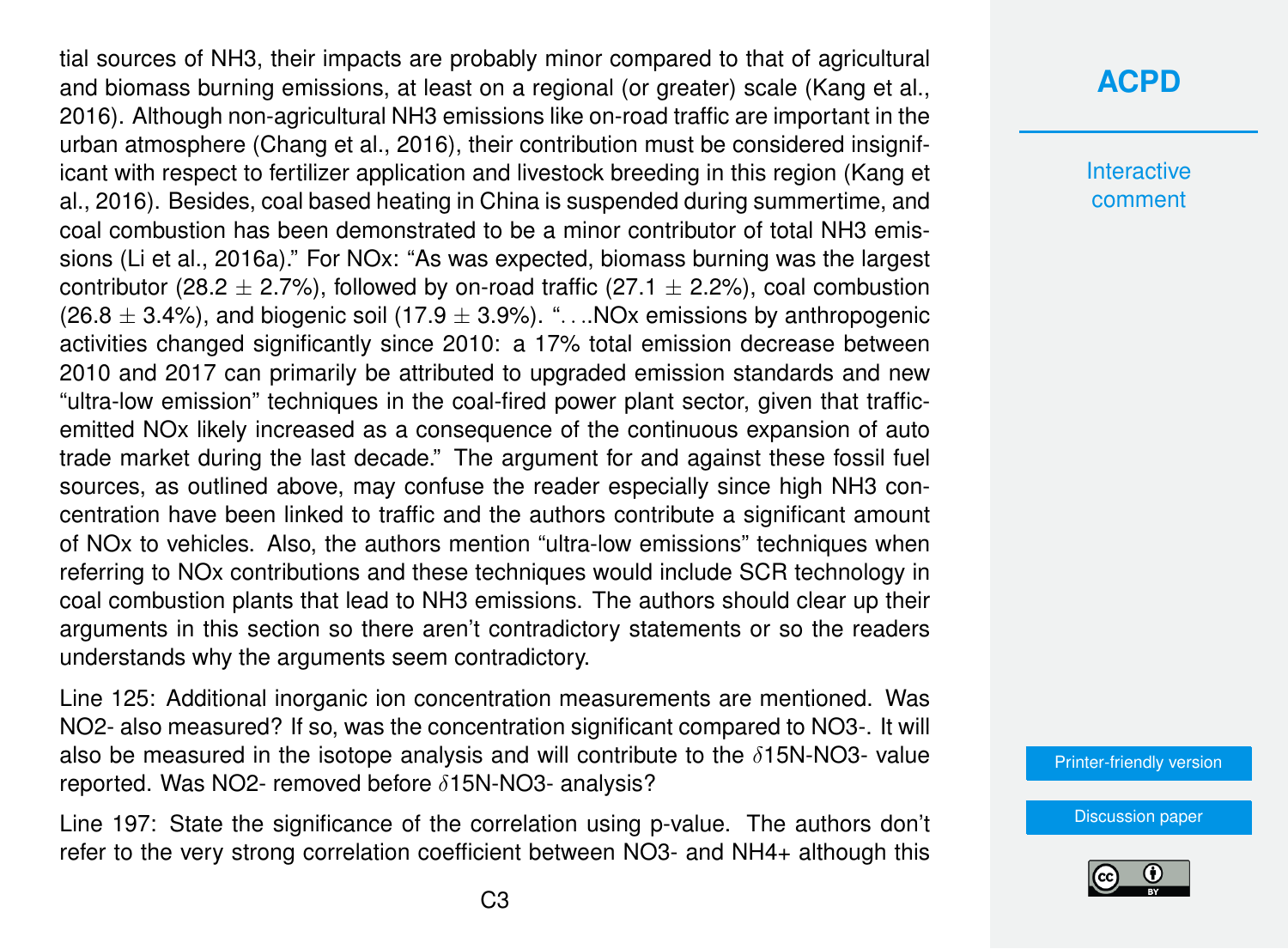tial sources of $NH_3$, their impacts are probably minor compared to that of agricultural and biomass burning emissions, at least on a regional (or greater) scale (Kang et al., 2016). Although non-agricultural $NH_3$ emissions like on-road traffic are important in the urban atmosphere (Chang et al., 2016), their contribution must be considered insignificant with respect to fertilizer application and livestock breeding in this region (Kang et al., 2016). Besides, coal based heating in China is suspended during summertime, and coal combustion has been demonstrated to be a minor contributor of total $NH_3$ emissions (Li et al., 2016a)." For $NO_x$: "As was expected, biomass burning was the largest contributor (28.2 $\pm$ 2.7%), followed by on-road traffic (27.1 $\pm$ 2.2%), coal combustion (26.8 $\pm$ 3.4%), and biogenic soil (17.9 $\pm$ 3.9%). ". . ..$NO_x$ emissions by anthropogenic activities changed significantly since 2010: a 17% total emission decrease between 2010 and 2017 can primarily be attributed to upgraded emission standards and new "ultra-low emission" techniques in the coal-fired power plant sector, given that traffic-emitted $NO_x$ likely increased as a consequence of the continuous expansion of auto trade market during the last decade." The argument for and against these fossil fuel sources, as outlined above, may confuse the reader especially since high $NH_3$ concentration have been linked to traffic and the authors contribute a significant amount of $NO_x$ to vehicles. Also, the authors mention "ultra-low emissions" techniques when referring to $NO_x$ contributions and these techniques would include SCR technology in coal combustion plants that lead to $NH_3$ emissions. The authors should clear up their arguments in this section so there aren't contradictory statements or so the readers understands why the arguments seem contradictory.

Line 125: Additional inorganic ion concentration measurements are mentioned. Was $NO_2^-$ also measured? If so, was the concentration significant compared to $NO_3^-$. It will also be measured in the isotope analysis and will contribute to the $\delta^{15}N$-$NO_3^-$ value reported. Was $NO_2^-$ removed before $\delta^{15}N$-$NO_3^-$ analysis?

Line 197: State the significance of the correlation using p-value. The authors don't refer to the very strong correlation coefficient between $NO_3^-$ and $NH_4^+$ although this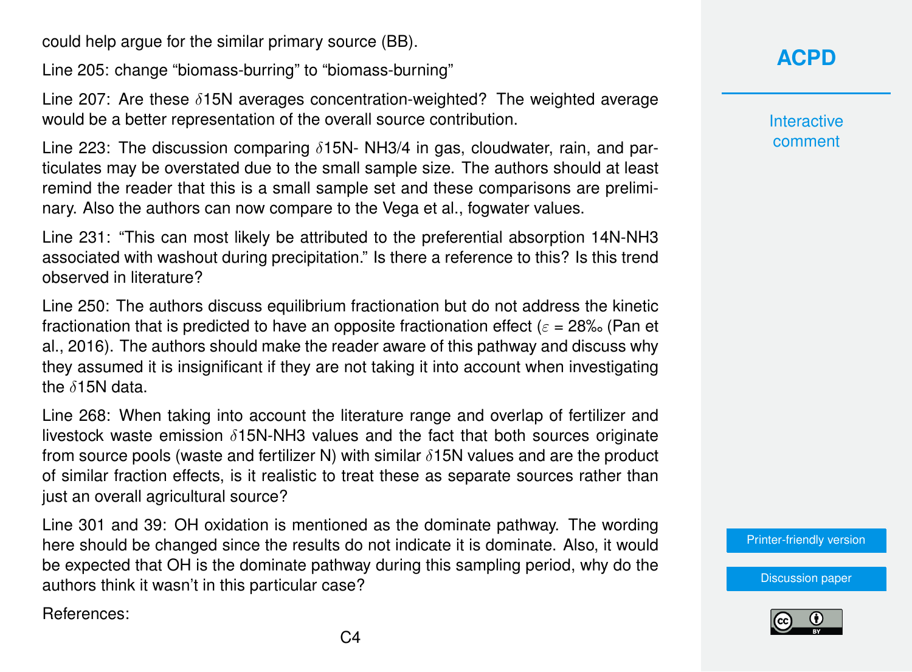could help argue for the similar primary source (BB).

Line 205: change “biomass-burring” to “biomass-burning”

Line 207: Are these $\delta$15N averages concentration-weighted? The weighted average would be a better representation of the overall source contribution.

Line 223: The discussion comparing $\delta$15N- NH3/4 in gas, cloudwater, rain, and particulates may be overstated due to the small sample size. The authors should at least remind the reader that this is a small sample set and these comparisons are preliminary. Also the authors can now compare to the Vega et al., fogwater values.

Line 231: “This can most likely be attributed to the preferential absorption 14N-NH3 associated with washout during precipitation.” Is there a reference to this? Is this trend observed in literature?

Line 250: The authors discuss equilibrium fractionation but do not address the kinetic fractionation that is predicted to have an opposite fractionation effect ($\varepsilon$ = 28‰ (Pan et al., 2016). The authors should make the reader aware of this pathway and discuss why they assumed it is insignificant if they are not taking it into account when investigating the $\delta$15N data.

Line 268: When taking into account the literature range and overlap of fertilizer and livestock waste emission $\delta$15N-NH3 values and the fact that both sources originate from source pools (waste and fertilizer N) with similar $\delta$15N values and are the product of similar fraction effects, is it realistic to treat these as separate sources rather than just an overall agricultural source?

Line 301 and 39: OH oxidation is mentioned as the dominate pathway. The wording here should be changed since the results do not indicate it is dominate. Also, it would be expected that OH is the dominate pathway during this sampling period, why do the authors think it wasn’t in this particular case?

References: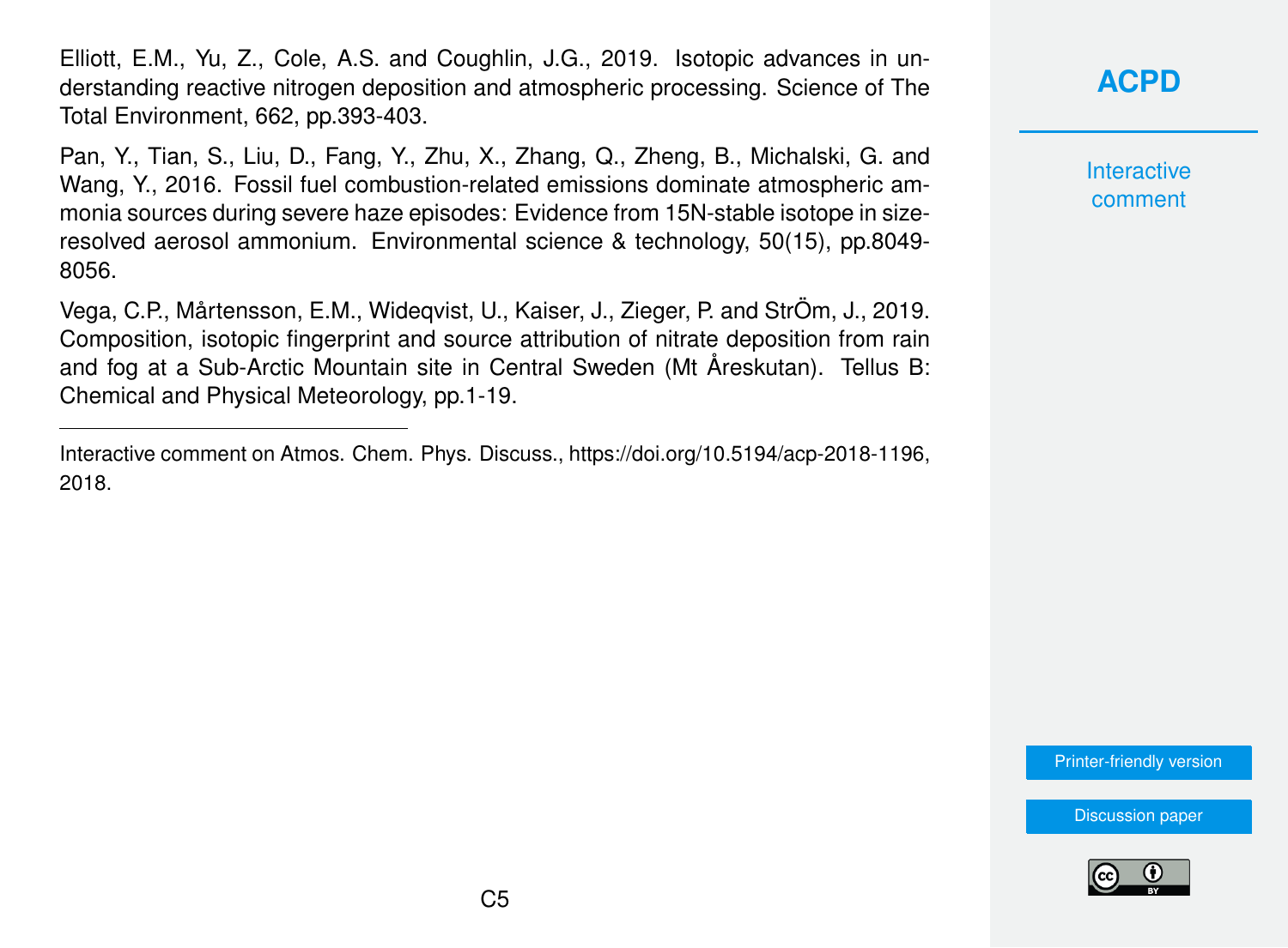Elliott, E.M., Yu, Z., Cole, A.S. and Coughlin, J.G., 2019. Isotopic advances in understanding reactive nitrogen deposition and atmospheric processing. Science of The Total Environment, 662, pp.393-403.

Pan, Y., Tian, S., Liu, D., Fang, Y., Zhu, X., Zhang, Q., Zheng, B., Michalski, G. and Wang, Y., 2016. Fossil fuel combustion-related emissions dominate atmospheric ammonia sources during severe haze episodes: Evidence from 15N-stable isotope in size-resolved aerosol ammonium. Environmental science & technology, 50(15), pp.8049-8056.

Vega, C.P., Mårtensson, E.M., Wideqvist, U., Kaiser, J., Zieger, P. and StrÖm, J., 2019. Composition, isotopic fingerprint and source attribution of nitrate deposition from rain and fog at a Sub-Arctic Mountain site in Central Sweden (Mt Åreskutan). Tellus B: Chemical and Physical Meteorology, pp.1-19.

---

Interactive comment on Atmos. Chem. Phys. Discuss., https://doi.org/10.5194/acp-2018-1196, 2018.